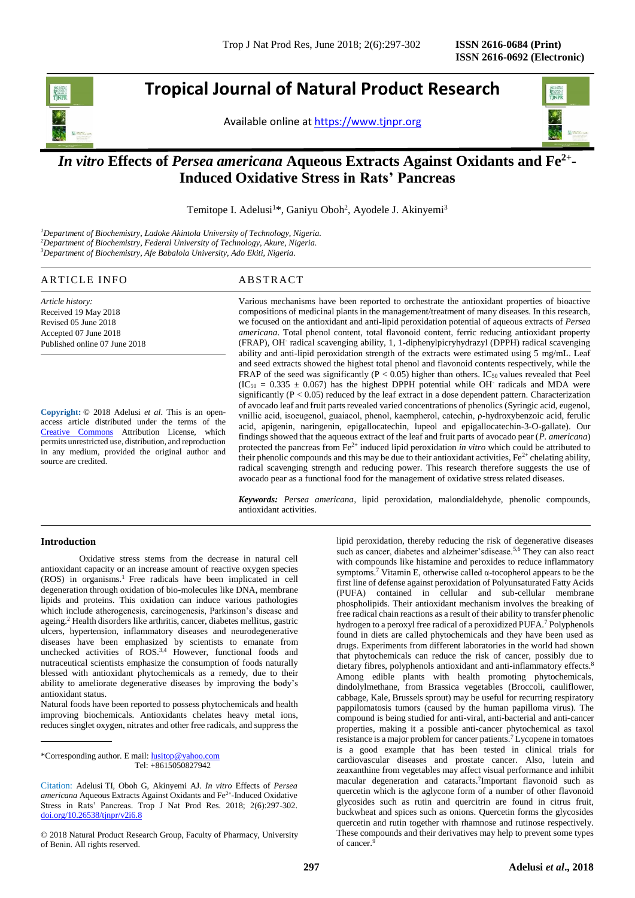# Tropical Journal of Natural Product Research

Available online at https://www.tjnpr.org

# *In vitro* Effects of *Persea americana* Aqueous Extracts Against Oxidants and $Fe^{2+}$-Induced Oxidative Stress in Rats' Pancreas

Temitope I. Adelusi[1]*, Ganiyu Oboh[2], Ayodele J. Akinyemi[3]

[1]*Department of Biochemistry, Ladoke Akintola University of Technology, Nigeria.*
[2]*Department of Biochemistry, Federal University of Technology, Akure, Nigeria.*
[3]*Department of Biochemistry, Afe Babalola University, Ado Ekiti, Nigeria.*

## ARTICLE INFO

*Article history:*
Received 19 May 2018
Revised 05 June 2018
Accepted 07 June 2018
Published online 07 June 2018

**Copyright:** © 2018 Adelusi *et al*. This is an open-access article distributed under the terms of the Creative Commons Attribution License, which permits unrestricted use, distribution, and reproduction in any medium, provided the original author and source are credited.

## ABSTRACT

Various mechanisms have been reported to orchestrate the antioxidant properties of bioactive compositions of medicinal plants in the management/treatment of many diseases. In this research, we focused on the antioxidant and anti-lipid peroxidation potential of aqueous extracts of *Persea americana*. Total phenol content, total flavonoid content, ferric reducing antioxidant property (FRAP), $OH^-$ radical scavenging ability, 1, 1-diphenylpicryhydrazyl (DPPH) radical scavenging ability and anti-lipid peroxidation strength of the extracts were estimated using 5 mg/mL. Leaf and seed extracts showed the highest total phenol and flavonoid contents respectively, while the FRAP of the seed was significantly ($P < 0.05$) higher than others. $IC_{50}$ values revealed that Peel ($IC_{50} = 0.335 \pm 0.067$) has the highest DPPH potential while $OH^-$ radicals and MDA were significantly ($P < 0.05$) reduced by the leaf extract in a dose dependent pattern. Characterization of avocado leaf and fruit parts revealed varied concentrations of phenolics (Syringic acid, eugenol, vnillic acid, isoeugenol, guaiacol, phenol, kaempherol, catechin, ρ-hydroxybenzoic acid, ferulic acid, apigenin, naringenin, epigallocatechin, lupeol and epigallocatechin-3-O-gallate). Our findings showed that the aqueous extract of the leaf and fruit parts of avocado pear (*P. americana*) protected the pancreas from $Fe^{2+}$ induced lipid peroxidation *in vitro* which could be attributed to their phenolic compounds and this may be due to their antioxidant activities, $Fe^{2+}$ chelating ability, radical scavenging strength and reducing power. This research therefore suggests the use of avocado pear as a functional food for the management of oxidative stress related diseases.

***Keywords:*** *Persea americana*, lipid peroxidation, malondialdehyde, phenolic compounds, antioxidant activities.

## Introduction

Oxidative stress stems from the decrease in natural cell antioxidant capacity or an increase amount of reactive oxygen species (ROS) in organisms.[1] Free radicals have been implicated in cell degeneration through oxidation of bio-molecules like DNA, membrane lipids and proteins. This oxidation can induce various pathologies which include atherogenesis, carcinogenesis, Parkinson's disease and ageing.[2] Health disorders like arthritis, cancer, diabetes mellitus, gastric ulcers, hypertension, inflammatory diseases and neurodegenerative diseases have been emphasized by scientists to emanate from unchecked activities of ROS.[3,4] However, functional foods and nutraceutical scientists emphasize the consumption of foods naturally blessed with antioxidant phytochemicals as a remedy, due to their ability to ameliorate degenerative diseases by improving the body's antioxidant status.

Natural foods have been reported to possess phytochemicals and health improving biochemicals. Antioxidants chelates heavy metal ions, reduces singlet oxygen, nitrates and other free radicals, and suppress the lipid peroxidation, thereby reducing the risk of degenerative diseases such as cancer, diabetes and alzheimer'sdisease.[5,6] They can also react with compounds like histamine and peroxides to reduce inflammatory symptoms.[7] Vitamin E, otherwise called α-tocopherol appears to be the first line of defense against peroxidation of Polyunsaturated Fatty Acids (PUFA) contained in cellular and sub-cellular membrane phospholipids. Their antioxidant mechanism involves the breaking of free radical chain reactions as a result of their ability to transfer phenolic hydrogen to a peroxyl free radical of a peroxidized PUFA.[7] Polyphenols found in diets are called phytochemicals and they have been used as drugs. Experiments from different laboratories in the world had shown that phytochemicals can reduce the risk of cancer, possibly due to dietary fibres, polyphenols antioxidant and anti-inflammatory effects.[8] Among edible plants with health promoting phytochemicals, dindolylmethane, from Brassica vegetables (Broccoli, cauliflower, cabbage, Kale, Brussels sprout) may be useful for recurring respiratory pappilomatosis tumors (caused by the human papilloma virus). The compound is being studied for anti-viral, anti-bacterial and anti-cancer properties, making it a possible anti-cancer phytochemical as taxol resistance is a major problem for cancer patients.[7] Lycopene in tomatoes is a good example that has been tested in clinical trials for cardiovascular diseases and prostate cancer. Also, lutein and zeaxanthine from vegetables may affect visual performance and inhibit macular degeneration and cataracts.[7]Important flavonoid such as quercetin which is the aglycone form of a number of other flavonoid glycosides such as rutin and quercitrin are found in citrus fruit, buckwheat and spices such as onions. Quercetin forms the glycosides quercetin and rutin together with rhamnose and rutinose respectively. These compounds and their derivatives may help to prevent some types of cancer.[9]

*Corresponding author. E mail: lusitop@yahoo.com
Tel: +8615050827942

Citation: Adelusi TI, Oboh G, Akinyemi AJ. *In vitro* Effects of *Persea americana* Aqueous Extracts Against Oxidants and $Fe^{2+}$-Induced Oxidative Stress in Rats' Pancreas. Trop J Nat Prod Res. 2018; 2(6):297-302. doi.org/10.26538/tjnpr/v2i6.8

© 2018 Natural Product Research Group, Faculty of Pharmacy, University of Benin. All rights reserved.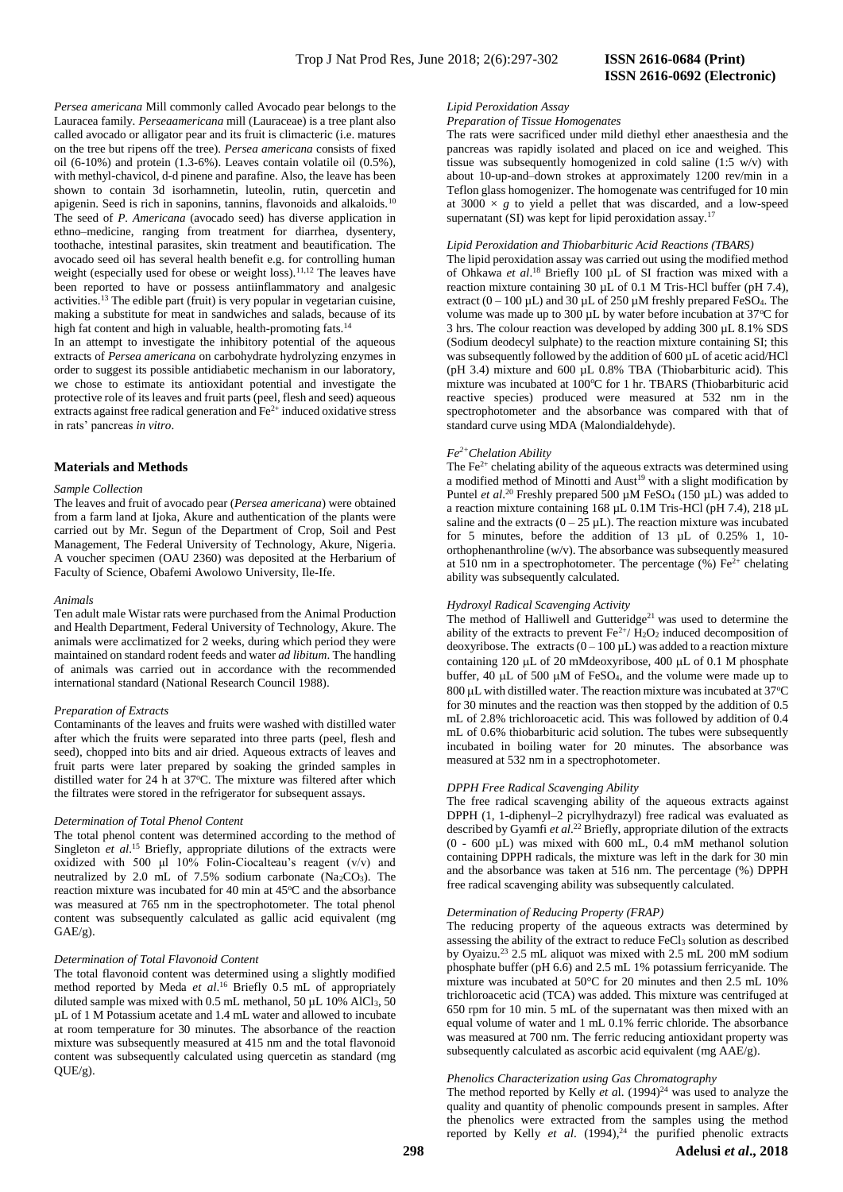*Persea americana* Mill commonly called Avocado pear belongs to the Lauracea family. *Perseaamericana* mill (Lauraceae) is a tree plant also called avocado or alligator pear and its fruit is climacteric (i.e. matures on the tree but ripens off the tree). *Persea americana* consists of fixed oil (6-10%) and protein (1.3-6%). Leaves contain volatile oil (0.5%), with methyl-chavicol, d-d pinene and parafine. Also, the leave has been shown to contain 3d isorhamnetin, luteolin, rutin, quercetin and apigenin. Seed is rich in saponins, tannins, flavonoids and alkaloids.[10] The seed of *P. Americana* (avocado seed) has diverse application in ethno–medicine, ranging from treatment for diarrhea, dysentery, toothache, intestinal parasites, skin treatment and beautification. The avocado seed oil has several health benefit e.g. for controlling human weight (especially used for obese or weight loss).[11,12] The leaves have been reported to have or possess antiinflammatory and analgesic activities.[13] The edible part (fruit) is very popular in vegetarian cuisine, making a substitute for meat in sandwiches and salads, because of its high fat content and high in valuable, health-promoting fats.[14]

In an attempt to investigate the inhibitory potential of the aqueous extracts of *Persea americana* on carbohydrate hydrolyzing enzymes in order to suggest its possible antidiabetic mechanism in our laboratory, we chose to estimate its antioxidant potential and investigate the protective role of its leaves and fruit parts (peel, flesh and seed) aqueous extracts against free radical generation and $Fe^{2+}$ induced oxidative stress in rats' pancreas *in vitro*.

## Materials and Methods

*Sample Collection*

The leaves and fruit of avocado pear (*Persea americana*) were obtained from a farm land at Ijoka, Akure and authentication of the plants were carried out by Mr. Segun of the Department of Crop, Soil and Pest Management, The Federal University of Technology, Akure, Nigeria. A voucher specimen (OAU 2360) was deposited at the Herbarium of Faculty of Science, Obafemi Awolowo University, Ile-Ife.

*Animals*

Ten adult male Wistar rats were purchased from the Animal Production and Health Department, Federal University of Technology, Akure. The animals were acclimatized for 2 weeks, during which period they were maintained on standard rodent feeds and water *ad libitum*. The handling of animals was carried out in accordance with the recommended international standard (National Research Council 1988).

*Preparation of Extracts*

Contaminants of the leaves and fruits were washed with distilled water after which the fruits were separated into three parts (peel, flesh and seed), chopped into bits and air dried. Aqueous extracts of leaves and fruit parts were later prepared by soaking the grinded samples in distilled water for 24 h at 37°C. The mixture was filtered after which the filtrates were stored in the refrigerator for subsequent assays.

*Determination of Total Phenol Content*

The total phenol content was determined according to the method of Singleton *et al*.[15] Briefly, appropriate dilutions of the extracts were oxidized with 500 µl 10% Folin-Ciocalteau's reagent (v/v) and neutralized by 2.0 mL of 7.5% sodium carbonate ($Na_2CO_3$). The reaction mixture was incubated for 40 min at 45°C and the absorbance was measured at 765 nm in the spectrophotometer. The total phenol content was subsequently calculated as gallic acid equivalent (mg GAE/g).

*Determination of Total Flavonoid Content*

The total flavonoid content was determined using a slightly modified method reported by Meda *et al*.[16] Briefly 0.5 mL of appropriately diluted sample was mixed with 0.5 mL methanol, 50 µL 10% $AlCl_3$, 50 µL of 1 M Potassium acetate and 1.4 mL water and allowed to incubate at room temperature for 30 minutes. The absorbance of the reaction mixture was subsequently measured at 415 nm and the total flavonoid content was subsequently calculated using quercetin as standard (mg QUE/g).

*Lipid Peroxidation Assay*

*Preparation of Tissue Homogenates*

The rats were sacrificed under mild diethyl ether anaesthesia and the pancreas was rapidly isolated and placed on ice and weighed. This tissue was subsequently homogenized in cold saline (1:5 w/v) with about 10-up-and–down strokes at approximately 1200 rev/min in a Teflon glass homogenizer. The homogenate was centrifuged for 10 min at $3000 \times g$ to yield a pellet that was discarded, and a low-speed supernatant (SI) was kept for lipid peroxidation assay.[17]

*Lipid Peroxidation and Thiobarbituric Acid Reactions (TBARS)*

The lipid peroxidation assay was carried out using the modified method of Ohkawa *et al*.[18] Briefly 100 µL of SI fraction was mixed with a reaction mixture containing 30 µL of 0.1 M Tris-HCl buffer (pH 7.4), extract (0 – 100 µL) and 30 µL of 250 µM freshly prepared $FeSO_4$. The volume was made up to 300 µL by water before incubation at 37°C for 3 hrs. The colour reaction was developed by adding 300 µL 8.1% SDS (Sodium deodecyl sulphate) to the reaction mixture containing SI; this was subsequently followed by the addition of 600 µL of acetic acid/HCl (pH 3.4) mixture and 600 µL 0.8% TBA (Thiobarbituric acid). This mixture was incubated at 100°C for 1 hr. TBARS (Thiobarbituric acid reactive species) produced were measured at 532 nm in the spectrophotometer and the absorbance was compared with that of standard curve using MDA (Malondialdehyde).

*$Fe^{2+}$ Chelation Ability*

The $Fe^{2+}$ chelating ability of the aqueous extracts was determined using a modified method of Minotti and Aust[19] with a slight modification by Puntel *et al*.[20] Freshly prepared 500 µM $FeSO_4$ (150 µL) was added to a reaction mixture containing 168 µL 0.1M Tris-HCl (pH 7.4), 218 µL saline and the extracts (0 – 25 µL). The reaction mixture was incubated for 5 minutes, before the addition of 13 µL of 0.25% 1, 10-orthophenanthroline (w/v). The absorbance was subsequently measured at 510 nm in a spectrophotometer. The percentage (%) $Fe^{2+}$ chelating ability was subsequently calculated.

*Hydroxyl Radical Scavenging Activity*

The method of Halliwell and Gutteridge[21] was used to determine the ability of the extracts to prevent $Fe^{2+}$/ $H_2O_2$ induced decomposition of deoxyribose. The extracts (0 – 100 µL) was added to a reaction mixture containing 120 µL of 20 mMdeoxyribose, 400 µL of 0.1 M phosphate buffer, 40 µL of 500 µM of $FeSO_4$, and the volume were made up to 800 µL with distilled water. The reaction mixture was incubated at 37°C for 30 minutes and the reaction was then stopped by the addition of 0.5 mL of 2.8% trichloroacetic acid. This was followed by addition of 0.4 mL of 0.6% thiobarbituric acid solution. The tubes were subsequently incubated in boiling water for 20 minutes. The absorbance was measured at 532 nm in a spectrophotometer.

*DPPH Free Radical Scavenging Ability*

The free radical scavenging ability of the aqueous extracts against DPPH (1, 1-diphenyl–2 picrylhydrazyl) free radical was evaluated as described by Gyamfi *et al*.[22] Briefly, appropriate dilution of the extracts (0 - 600 µL) was mixed with 600 mL, 0.4 mM methanol solution containing DPPH radicals, the mixture was left in the dark for 30 min and the absorbance was taken at 516 nm. The percentage (%) DPPH free radical scavenging ability was subsequently calculated.

*Determination of Reducing Property (FRAP)*

The reducing property of the aqueous extracts was determined by assessing the ability of the extract to reduce $FeCl_3$ solution as described by Oyaizu.[23] 2.5 mL aliquot was mixed with 2.5 mL 200 mM sodium phosphate buffer (pH 6.6) and 2.5 mL 1% potassium ferricyanide. The mixture was incubated at 50°C for 20 minutes and then 2.5 mL 10% trichloroacetic acid (TCA) was added. This mixture was centrifuged at 650 rpm for 10 min. 5 mL of the supernatant was then mixed with an equal volume of water and 1 mL 0.1% ferric chloride. The absorbance was measured at 700 nm. The ferric reducing antioxidant property was subsequently calculated as ascorbic acid equivalent (mg AAE/g).

*Phenolics Characterization using Gas Chromatography*

The method reported by Kelly *et al*. (1994)[24] was used to analyze the quality and quantity of phenolic compounds present in samples. After the phenolics were extracted from the samples using the method reported by Kelly *et al*. (1994),[24] the purified phenolic extracts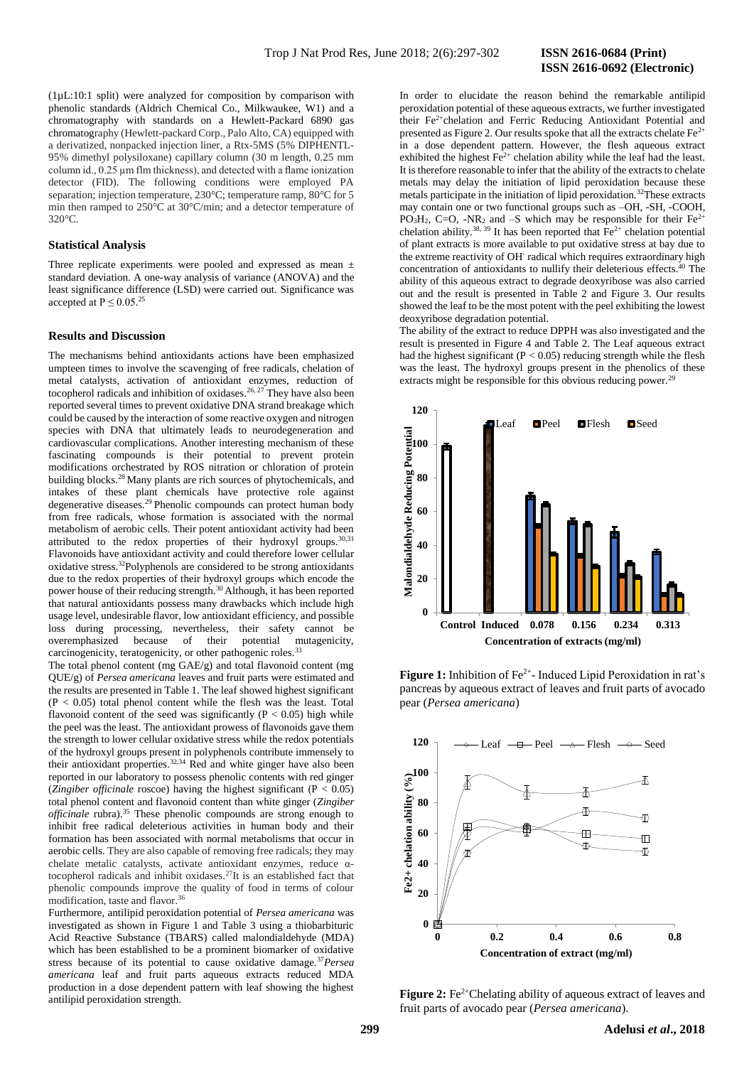(1µL:10:1 split) were analyzed for composition by comparison with phenolic standards (Aldrich Chemical Co., Milkwaukee, W1) and a chromatography with standards on a Hewlett-Packard 6890 gas chromatography (Hewlett-packard Corp., Palo Alto, CA) equipped with a derivatized, nonpacked injection liner, a Rtx-5MS (5% DIPHENTL-95% dimethyl polysiloxane) capillary column (30 m length, 0.25 mm column id., 0.25 µm flm thickness), and detected with a flame ionization detector (FID). The following conditions were employed PA separation; injection temperature, 230°C; temperature ramp, 80°C for 5 min then ramped to 250°C at 30°C/min; and a detector temperature of 320°C.

### Statistical Analysis

Three replicate experiments were pooled and expressed as mean ± standard deviation. A one-way analysis of variance (ANOVA) and the least significance difference (LSD) were carried out. Significance was accepted at $P \leq 0.05$.[25]

### Results and Discussion

The mechanisms behind antioxidants actions have been emphasized umpteen times to involve the scavenging of free radicals, chelation of metal catalysts, activation of antioxidant enzymes, reduction of tocopherol radicals and inhibition of oxidases.[26, 27] They have also been reported several times to prevent oxidative DNA strand breakage which could be caused by the interaction of some reactive oxygen and nitrogen species with DNA that ultimately leads to neurodegeneration and cardiovascular complications. Another interesting mechanism of these fascinating compounds is their potential to prevent protein modifications orchestrated by ROS nitration or chloration of protein building blocks.[28] Many plants are rich sources of phytochemicals, and intakes of these plant chemicals have protective role against degenerative diseases.[29] Phenolic compounds can protect human body from free radicals, whose formation is associated with the normal metabolism of aerobic cells. Their potent antioxidant activity had been attributed to the redox properties of their hydroxyl groups.[30,31] Flavonoids have antioxidant activity and could therefore lower cellular oxidative stress.[32]Polyphenols are considered to be strong antioxidants due to the redox properties of their hydroxyl groups which encode the power house of their reducing strength.[30] Although, it has been reported that natural antioxidants possess many drawbacks which include high usage level, undesirable flavor, low antioxidant efficiency, and possible loss during processing, nevertheless, their safety cannot be overemphasized because of their potential mutagenicity, carcinogenicity, teratogenicity, or other pathogenic roles.[33]

The total phenol content (mg GAE/g) and total flavonoid content (mg QUE/g) of *Persea americana* leaves and fruit parts were estimated and the results are presented in Table 1. The leaf showed highest significant ($P < 0.05$) total phenol content while the flesh was the least. Total flavonoid content of the seed was significantly ($P < 0.05$) high while the peel was the least. The antioxidant prowess of flavonoids gave them the strength to lower cellular oxidative stress while the redox potentials of the hydroxyl groups present in polyphenols contribute immensely to their antioxidant properties.[32,34] Red and white ginger have also been reported in our laboratory to possess phenolic contents with red ginger (*Zingiber officinale* roscoe) having the highest significant ($P < 0.05$) total phenol content and flavonoid content than white ginger (*Zingiber officinale* rubra).[35] These phenolic compounds are strong enough to inhibit free radical deleterious activities in human body and their formation has been associated with normal metabolisms that occur in aerobic cells. They are also capable of removing free radicals; they may chelate metallic catalysts, activate antioxidant enzymes, reduce α-tocopherol radicals and inhibit oxidases.[27]It is an established fact that phenolic compounds improve the quality of food in terms of colour modification, taste and flavor.[36]

Furthermore, antilipid peroxidation potential of *Persea americana* was investigated as shown in Figure 1 and Table 3 using a thiobarbituric Acid Reactive Substance (TBARS) called malondialdehyde (MDA) which has been established to be a prominent biomarker of oxidative stress because of its potential to cause oxidative damage.[37]*Persea americana* leaf and fruit parts aqueous extracts reduced MDA production in a dose dependent pattern with leaf showing the highest antilipid peroxidation strength.

In order to elucidate the reason behind the remarkable antilipid peroxidation potential of these aqueous extracts, we further investigated their $Fe^{2+}$chelation and Ferric Reducing Antioxidant Potential and presented as Figure 2. Our results spoke that all the extracts chelate $Fe^{2+}$ in a dose dependent pattern. However, the flesh aqueous extract exhibited the highest $Fe^{2+}$ chelation ability while the leaf had the least. It is therefore reasonable to infer that the ability of the extracts to chelate metals may delay the initiation of lipid peroxidation because these metals participate in the initiation of lipid peroxidation.[32]These extracts may contain one or two functional groups such as –OH, -SH, -COOH, $PO_3H_2$, C=O, $-NR_2$ and –S which may be responsible for their $Fe^{2+}$ chelation ability.[38, 39] It has been reported that $Fe^{2+}$ chelation potential of plant extracts is more available to put oxidative stress at bay due to the extreme reactivity of $OH^-$ radical which requires extraordinary high concentration of antioxidants to nullify their deleterious effects.[40] The ability of this aqueous extract to degrade deoxyribose was also carried out and the result is presented in Table 2 and Figure 3. Our results showed the leaf to be the most potent with the peel exhibiting the lowest deoxyribose degradation potential.

The ability of the extract to reduce DPPH was also investigated and the result is presented in Figure 4 and Table 2. The Leaf aqueous extract had the highest significant ($P < 0.05$) reducing strength while the flesh was the least. The hydroxyl groups present in the phenolics of these extracts might be responsible for this obvious reducing power.[29]

**Figure 1:** Inhibition of $Fe^{2+}$- Induced Lipid Peroxidation in rat's pancreas by aqueous extract of leaves and fruit parts of avocado pear (*Persea americana*)

**Figure 2:** $Fe^{2+}$Chelating ability of aqueous extract of leaves and fruit parts of avocado pear (*Persea americana*).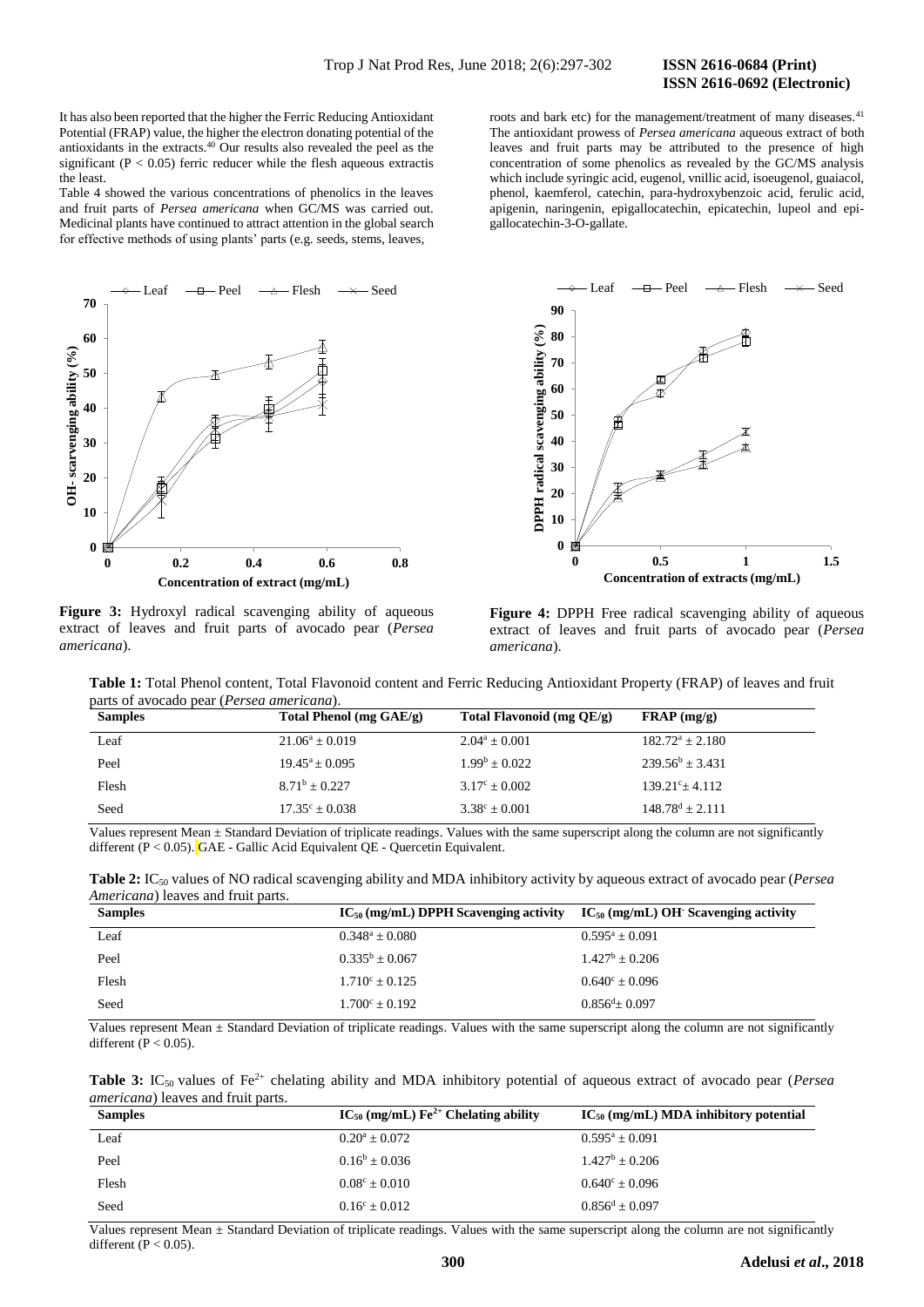It has also been reported that the higher the Ferric Reducing Antioxidant Potential (FRAP) value, the higher the electron donating potential of the antioxidants in the extracts.[40] Our results also revealed the peel as the significant ($P < 0.05$) ferric reducer while the flesh aqueous extractis the least.

Table 4 showed the various concentrations of phenolics in the leaves and fruit parts of *Persea americana* when GC/MS was carried out. Medicinal plants have continued to attract attention in the global search for effective methods of using plants' parts (e.g. seeds, stems, leaves, roots and bark etc) for the management/treatment of many diseases.[41] The antioxidant prowess of *Persea americana* aqueous extract of both leaves and fruit parts may be attributed to the presence of high concentration of some phenolics as revealed by the GC/MS analysis which include syringic acid, eugenol, vnillic acid, isoeugenol, guaiacol, phenol, kaemferol, catechin, para-hydroxybenzoic acid, ferulic acid, apigenin, naringenin, epigallocatechin, epicatechin, lupeol and epigallocatechin-3-O-gallate.

**Figure 3:** Hydroxyl radical scavenging ability of aqueous extract of leaves and fruit parts of avocado pear (*Persea americana*).

**Figure 4:** DPPH Free radical scavenging ability of aqueous extract of leaves and fruit parts of avocado pear (*Persea americana*).

**Table 1:** Total Phenol content, Total Flavonoid content and Ferric Reducing Antioxidant Property (FRAP) of leaves and fruit parts of avocado pear (*Persea americana*).

| Samples | Total Phenol (mg GAE/g) | Total Flavonoid (mg QE/g) | FRAP (mg/g) |
|---|---|---|---|
| Leaf | $21.06^a \pm 0.019$ | $2.04^a \pm 0.001$ | $182.72^a \pm 2.180$ |
| Peel | $19.45^a \pm 0.095$ | $1.99^b \pm 0.022$ | $239.56^b \pm 3.431$ |
| Flesh | $8.71^b \pm 0.227$ | $3.17^c \pm 0.002$ | $139.21^c \pm 4.112$ |
| Seed | $17.35^c \pm 0.038$ | $3.38^c \pm 0.001$ | $148.78^d \pm 2.111$ |

Values represent Mean ± Standard Deviation of triplicate readings. Values with the same superscript along the column are not significantly different ($P < 0.05$). GAE - Gallic Acid Equivalent QE - Quercetin Equivalent.

**Table 2:** $IC_{50}$ values of NO radical scavenging ability and MDA inhibitory activity by aqueous extract of avocado pear (*Persea Americana*) leaves and fruit parts.

| Samples | $IC_{50}$ (mg/mL) DPPH Scavenging activity | $IC_{50}$ (mg/mL) $OH^-$ Scavenging activity |
|---|---|---|
| Leaf | $0.348^a \pm 0.080$ | $0.595^a \pm 0.091$ |
| Peel | $0.335^b \pm 0.067$ | $1.427^b \pm 0.206$ |
| Flesh | $1.710^c \pm 0.125$ | $0.640^c \pm 0.096$ |
| Seed | $1.700^c \pm 0.192$ | $0.856^d \pm 0.097$ |

Values represent Mean ± Standard Deviation of triplicate readings. Values with the same superscript along the column are not significantly different ($P < 0.05$).

**Table 3:** $IC_{50}$ values of $Fe^{2+}$ chelating ability and MDA inhibitory potential of aqueous extract of avocado pear (*Persea americana*) leaves and fruit parts.

| Samples | $IC_{50}$ (mg/mL) $Fe^{2+}$ Chelating ability | $IC_{50}$ (mg/mL) MDA inhibitory potential |
|---|---|---|
| Leaf | $0.20^a \pm 0.072$ | $0.595^a \pm 0.091$ |
| Peel | $0.16^b \pm 0.036$ | $1.427^b \pm 0.206$ |
| Flesh | $0.08^c \pm 0.010$ | $0.640^c \pm 0.096$ |
| Seed | $0.16^c \pm 0.012$ | $0.856^d \pm 0.097$ |

Values represent Mean ± Standard Deviation of triplicate readings. Values with the same superscript along the column are not significantly different ($P < 0.05$).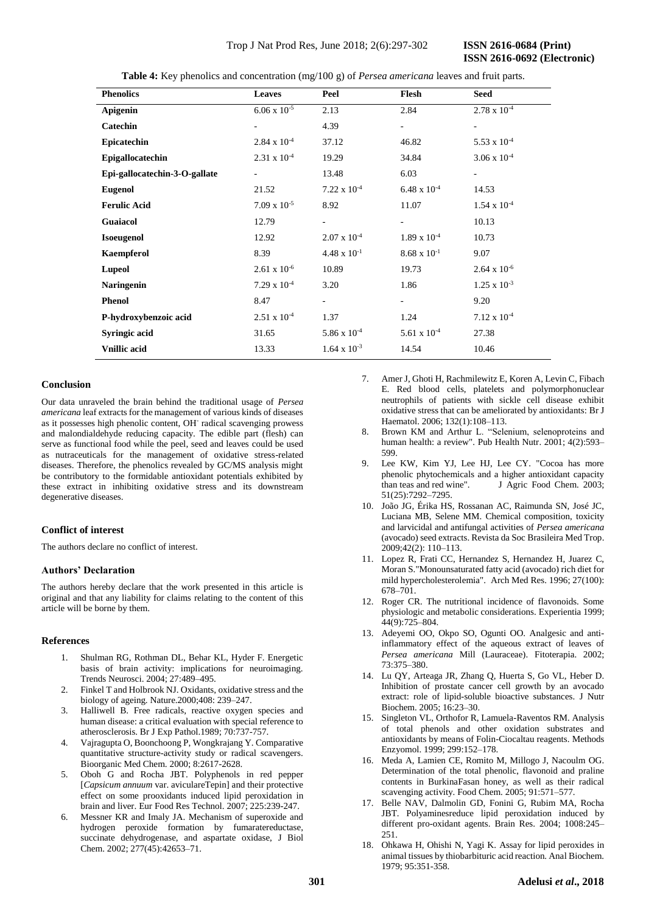**Table 4:** Key phenolics and concentration (mg/100 g) of *Persea americana* leaves and fruit parts.

| Phenolics | Leaves | Peel | Flesh | Seed |
|---|---|---|---|---|
| **Apigenin** | $6.06 \times 10^{-5}$ | 2.13 | 2.84 | $2.78 \times 10^{-4}$ |
| **Catechin** | - | 4.39 | - | - |
| **Epicatechin** | $2.84 \times 10^{-4}$ | 37.12 | 46.82 | $5.53 \times 10^{-4}$ |
| **Epigallocatechin** | $2.31 \times 10^{-4}$ | 19.29 | 34.84 | $3.06 \times 10^{-4}$ |
| **Epi-gallocatechin-3-O-gallate** | - | 13.48 | 6.03 | - |
| **Eugenol** | 21.52 | $7.22 \times 10^{-4}$ | $6.48 \times 10^{-4}$ | 14.53 |
| **Ferulic Acid** | $7.09 \times 10^{-5}$ | 8.92 | 11.07 | $1.54 \times 10^{-4}$ |
| **Guaiacol** | 12.79 | - | - | 10.13 |
| **Isoeugenol** | 12.92 | $2.07 \times 10^{-4}$ | $1.89 \times 10^{-4}$ | 10.73 |
| **Kaempferol** | 8.39 | $4.48 \times 10^{-1}$ | $8.68 \times 10^{-1}$ | 9.07 |
| **Lupeol** | $2.61 \times 10^{-6}$ | 10.89 | 19.73 | $2.64 \times 10^{-6}$ |
| **Naringenin** | $7.29 \times 10^{-4}$ | 3.20 | 1.86 | $1.25 \times 10^{-3}$ |
| **Phenol** | 8.47 | - | - | 9.20 |
| **P-hydroxybenzoic acid** | $2.51 \times 10^{-4}$ | 1.37 | 1.24 | $7.12 \times 10^{-4}$ |
| **Syringic acid** | 31.65 | $5.86 \times 10^{-4}$ | $5.61 \times 10^{-4}$ | 27.38 |
| **Vnillic acid** | 13.33 | $1.64 \times 10^{-3}$ | 14.54 | 10.46 |

## Conclusion

Our data unraveled the brain behind the traditional usage of *Persea americana* leaf extracts for the management of various kinds of diseases as it possesses high phenolic content, $OH^{-}$ radical scavenging prowess and malondialdehyde reducing capacity. The edible part (flesh) can serve as functional food while the peel, seed and leaves could be used as nutraceuticals for the management of oxidative stress-related diseases. Therefore, the phenolics revealed by GC/MS analysis might be contributory to the formidable antioxidant potentials exhibited by these extract in inhibiting oxidative stress and its downstream degenerative diseases.

## Conflict of interest

The authors declare no conflict of interest.

## Authors' Declaration

The authors hereby declare that the work presented in this article is original and that any liability for claims relating to the content of this article will be borne by them.

## References

1. Shulman RG, Rothman DL, Behar KL, Hyder F. Energetic basis of brain activity: implications for neuroimaging. Trends Neurosci. 2004; 27:489–495.
2. Finkel T and Holbrook NJ. Oxidants, oxidative stress and the biology of ageing. Nature.2000;408: 239–247.
3. Halliwell B. Free radicals, reactive oxygen species and human disease: a critical evaluation with special reference to atherosclerosis. Br J Exp Pathol.1989; 70:737-757.
4. Vajragupta O, Boonchoong P, Wongkrajang Y. Comparative quantitative structure-activity study or radical scavengers. Bioorganic Med Chem. 2000; 8:2617-2628.
5. Oboh G and Rocha JBT. Polyphenols in red pepper [*Capsicum annuum* var. aviculareTepin] and their protective effect on some prooxidants induced lipid peroxidation in brain and liver. Eur Food Res Technol. 2007; 225:239-247.
6. Messner KR and Imaly JA. Mechanism of superoxide and hydrogen peroxide formation by fumaratereductase, succinate dehydrogenase, and aspartate oxidase, J Biol Chem. 2002; 277(45):42653–71.
7. Amer J, Ghoti H, Rachmilewitz E, Koren A, Levin C, Fibach E. Red blood cells, platelets and polymorphonuclear neutrophils of patients with sickle cell disease exhibit oxidative stress that can be ameliorated by antioxidants: Br J Haematol. 2006; 132(1):108–113.
8. Brown KM and Arthur L. "Selenium, selenoproteins and human health: a review". Pub Health Nutr. 2001; 4(2):593–599.
9. Lee KW, Kim YJ, Lee HJ, Lee CY. "Cocoa has more phenolic phytochemicals and a higher antioxidant capacity than teas and red wine". J Agric Food Chem. 2003; 51(25):7292–7295.
10. João JG, Érika HS, Rossanan AC, Raimunda SN, José JC, Luciana MB, Selene MM. Chemical composition, toxicity and larvicidal and antifungal activities of *Persea americana* (avocado) seed extracts. Revista da Soc Brasileira Med Trop. 2009;42(2): 110–113.
11. Lopez R, Frati CC, Hernandez S, Hernandez H, Juarez C, Moran S."Monounsaturated fatty acid (avocado) rich diet for mild hypercholesterolemia". Arch Med Res. 1996; 27(100): 678–701.
12. Roger CR. The nutritional incidence of flavonoids. Some physiologic and metabolic considerations. Experientia 1999; 44(9):725–804.
13. Adeyemi OO, Okpo SO, Ogunti OO. Analgesic and anti-inflammatory effect of the aqueous extract of leaves of *Persea americana* Mill (Lauraceae). Fitoterapia. 2002; 73:375–380.
14. Lu QY, Arteaga JR, Zhang Q, Huerta S, Go VL, Heber D. Inhibition of prostate cancer cell growth by an avocado extract: role of lipid-soluble bioactive substances. J Nutr Biochem. 2005; 16:23–30.
15. Singleton VL, Orthofor R, Lamuela-Raventos RM. Analysis of total phenols and other oxidation substrates and antioxidants by means of Folin-Ciocaltau reagents. Methods Enzyomol. 1999; 299:152–178.
16. Meda A, Lamien CE, Romito M, Millogo J, Nacoulm OG. Determination of the total phenolic, flavonoid and praline contents in BurkinaFasan honey, as well as their radical scavenging activity. Food Chem. 2005; 91:571–577.
17. Belle NAV, Dalmolin GD, Fonini G, Rubim MA, Rocha JBT. Polyaminesreduce lipid peroxidation induced by different pro-oxidant agents. Brain Res. 2004; 1008:245–251.
18. Ohkawa H, Ohishi N, Yagi K. Assay for lipid peroxides in animal tissues by thiobarbituric acid reaction. Anal Biochem. 1979; 95:351-358.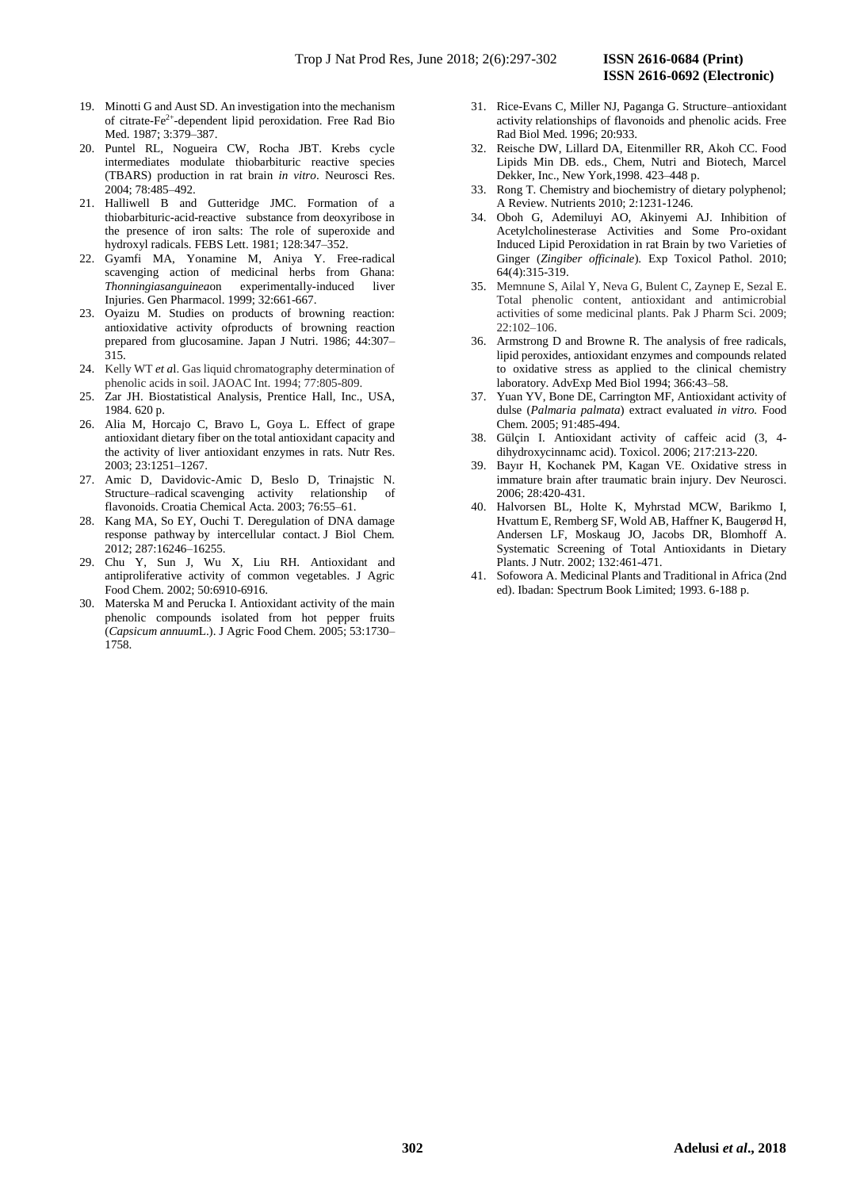19. Minotti G and Aust SD. An investigation into the mechanism of citrate-$Fe^{2+}$-dependent lipid peroxidation. Free Rad Bio Med. 1987; 3:379–387.
20. Puntel RL, Nogueira CW, Rocha JBT. Krebs cycle intermediates modulate thiobarbituric reactive species (TBARS) production in rat brain *in vitro*. Neurosci Res. 2004; 78:485–492.
21. Halliwell B and Gutteridge JMC. Formation of a thiobarbituric-acid-reactive substance from deoxyribose in the presence of iron salts: The role of superoxide and hydroxyl radicals. FEBS Lett. 1981; 128:347–352.
22. Gyamfi MA, Yonamine M, Aniya Y. Free-radical scavenging action of medicinal herbs from Ghana: *Thonningiasanguinea*on experimentally-induced liver Injuries. Gen Pharmacol. 1999; 32:661-667.
23. Oyaizu M. Studies on products of browning reaction: antioxidative activity ofproducts of browning reaction prepared from glucosamine. Japan J Nutri. 1986; 44:307–315.
24. Kelly WT *et a*l. Gas liquid chromatography determination of phenolic acids in soil. JAOAC Int. 1994; 77:805-809.
25. Zar JH. Biostatistical Analysis, Prentice Hall, Inc., USA, 1984. 620 p.
26. Alia M, Horcajo C, Bravo L, Goya L. Effect of grape antioxidant dietary fiber on the total antioxidant capacity and the activity of liver antioxidant enzymes in rats. Nutr Res. 2003; 23:1251–1267.
27. Amic D, Davidovic-Amic D, Beslo D, Trinajstic N. Structure–radical scavenging activity relationship of flavonoids. Croatia Chemical Acta. 2003; 76:55–61.
28. Kang MA, So EY, Ouchi T. Deregulation of DNA damage response pathway by intercellular contact. J Biol Chem. 2012; 287:16246–16255.
29. Chu Y, Sun J, Wu X, Liu RH. Antioxidant and antiproliferative activity of common vegetables. J Agric Food Chem. 2002; 50:6910-6916.
30. Materska M and Perucka I. Antioxidant activity of the main phenolic compounds isolated from hot pepper fruits (*Capsicum annuum*L.). J Agric Food Chem. 2005; 53:1730–1758.
31. Rice-Evans C, Miller NJ, Paganga G. Structure–antioxidant activity relationships of flavonoids and phenolic acids. Free Rad Biol Med. 1996; 20:933.
32. Reische DW, Lillard DA, Eitenmiller RR, Akoh CC. Food Lipids Min DB. eds., Chem, Nutri and Biotech, Marcel Dekker, Inc., New York,1998. 423–448 p.
33. Rong T. Chemistry and biochemistry of dietary polyphenol; A Review. Nutrients 2010; 2:1231-1246.
34. Oboh G, Ademiluyi AO, Akinyemi AJ. Inhibition of Acetylcholinesterase Activities and Some Pro-oxidant Induced Lipid Peroxidation in rat Brain by two Varieties of Ginger (*Zingiber officinale*). Exp Toxicol Pathol. 2010; 64(4):315-319.
35. Memnune S, Ailal Y, Neva G, Bulent C, Zaynep E, Sezal E. Total phenolic content, antioxidant and antimicrobial activities of some medicinal plants. Pak J Pharm Sci. 2009; 22:102–106.
36. Armstrong D and Browne R. The analysis of free radicals, lipid peroxides, antioxidant enzymes and compounds related to oxidative stress as applied to the clinical chemistry laboratory. AdvExp Med Biol 1994; 366:43–58.
37. Yuan YV, Bone DE, Carrington MF, Antioxidant activity of dulse (*Palmaria palmata*) extract evaluated *in vitro.* Food Chem. 2005; 91:485-494.
38. Gülçin I. Antioxidant activity of caffeic acid (3, 4-dihydroxycinnamc acid). Toxicol. 2006; 217:213-220.
39. Bayır H, Kochanek PM, Kagan VE. Oxidative stress in immature brain after traumatic brain injury. Dev Neurosci. 2006; 28:420-431.
40. Halvorsen BL, Holte K, Myhrstad MCW, Barikmo I, Hvattum E, Remberg SF, Wold AB, Haffner K, Baugerød H, Andersen LF, Moskaug JO, Jacobs DR, Blomhoff A. Systematic Screening of Total Antioxidants in Dietary Plants. J Nutr. 2002; 132:461-471.
41. Sofowora A. Medicinal Plants and Traditional in Africa (2nd ed). Ibadan: Spectrum Book Limited; 1993. 6-188 p.